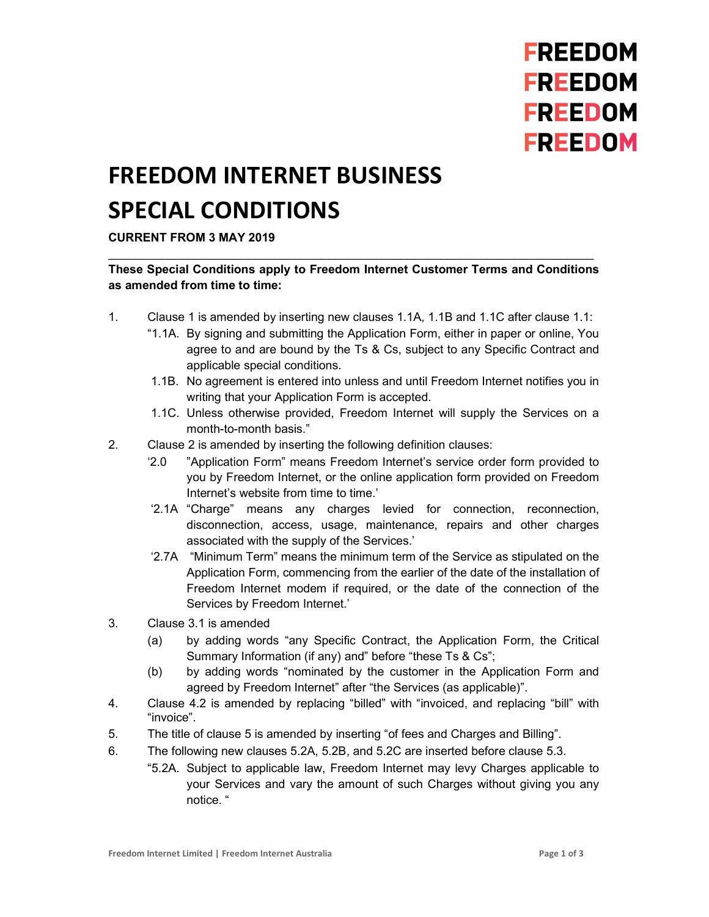# FREEDOM INTERNET BUSINESS SPECIAL CONDITIONS

**CURRENT FROM 3 MAY 2019**

---

**These Special Conditions apply to Freedom Internet Customer Terms and Conditions as amended from time to time:**

1. Clause 1 is amended by inserting new clauses 1.1A, 1.1B and 1.1C after clause 1.1:
   "1.1A. By signing and submitting the Application Form, either in paper or online, You agree to and are bound by the Ts & Cs, subject to any Specific Contract and applicable special conditions.
   1.1B. No agreement is entered into unless and until Freedom Internet notifies you in writing that your Application Form is accepted.
   1.1C. Unless otherwise provided, Freedom Internet will supply the Services on a month-to-month basis."
2. Clause 2 is amended by inserting the following definition clauses:
   '2.0 "Application Form" means Freedom Internet's service order form provided to you by Freedom Internet, or the online application form provided on Freedom Internet's website from time to time.'
   '2.1A "Charge" means any charges levied for connection, reconnection, disconnection, access, usage, maintenance, repairs and other charges associated with the supply of the Services.'
   '2.7A "Minimum Term" means the minimum term of the Service as stipulated on the Application Form, commencing from the earlier of the date of the installation of Freedom Internet modem if required, or the date of the connection of the Services by Freedom Internet.'
3. Clause 3.1 is amended
   (a) by adding words "any Specific Contract, the Application Form, the Critical Summary Information (if any) and" before "these Ts & Cs";
   (b) by adding words "nominated by the customer in the Application Form and agreed by Freedom Internet" after "the Services (as applicable)".
4. Clause 4.2 is amended by replacing "billed" with "invoiced, and replacing "bill" with "invoice".
5. The title of clause 5 is amended by inserting "of fees and Charges and Billing".
6. The following new clauses 5.2A, 5.2B, and 5.2C are inserted before clause 5.3.
   "5.2A. Subject to applicable law, Freedom Internet may levy Charges applicable to your Services and vary the amount of such Charges without giving you any notice. "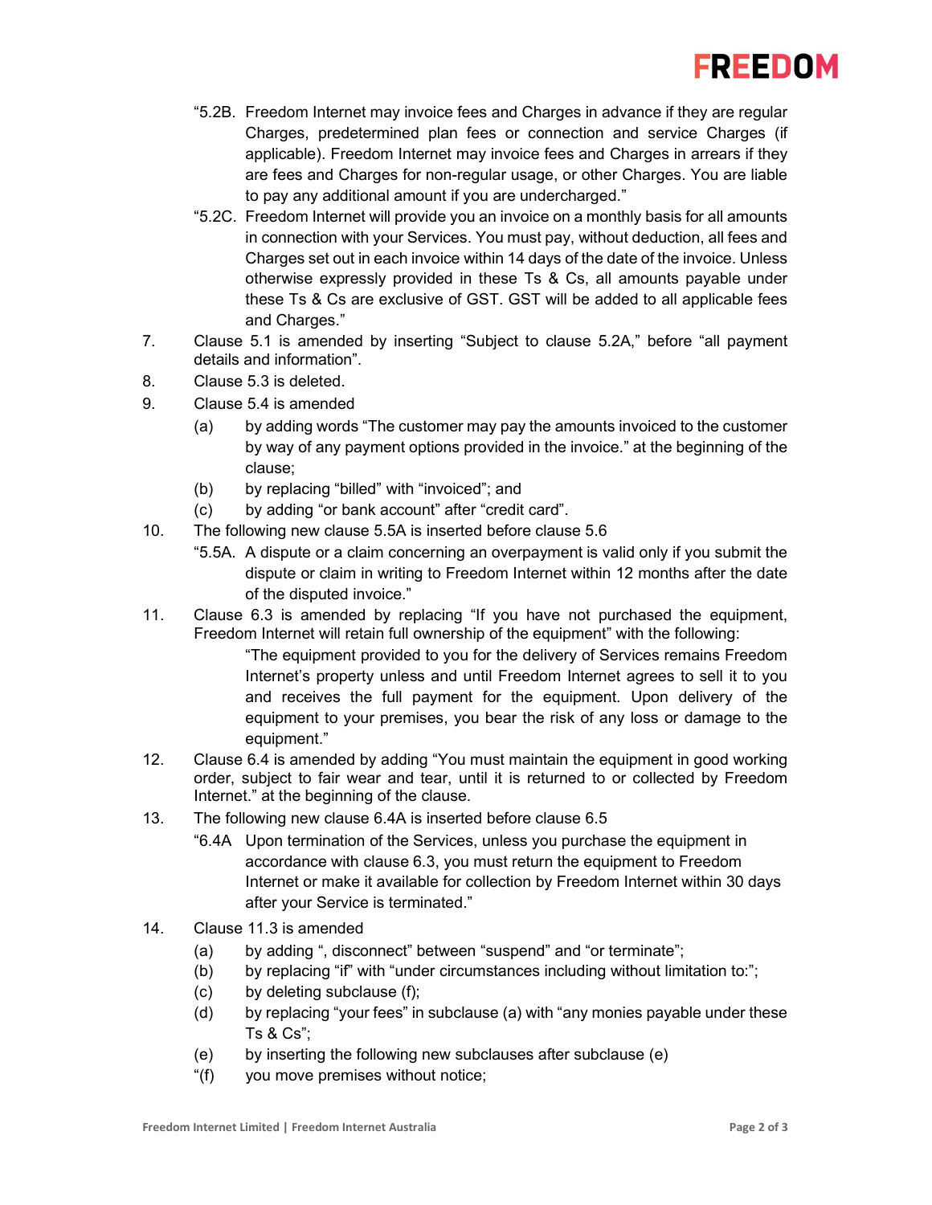"5.2B. Freedom Internet may invoice fees and Charges in advance if they are regular Charges, predetermined plan fees or connection and service Charges (if applicable). Freedom Internet may invoice fees and Charges in arrears if they are fees and Charges for non-regular usage, or other Charges. You are liable to pay any additional amount if you are undercharged."

"5.2C. Freedom Internet will provide you an invoice on a monthly basis for all amounts in connection with your Services. You must pay, without deduction, all fees and Charges set out in each invoice within 14 days of the date of the invoice. Unless otherwise expressly provided in these Ts & Cs, all amounts payable under these Ts & Cs are exclusive of GST. GST will be added to all applicable fees and Charges."

7. Clause 5.1 is amended by inserting "Subject to clause 5.2A," before "all payment details and information".

8. Clause 5.3 is deleted.

9. Clause 5.4 is amended
   - (a) by adding words "The customer may pay the amounts invoiced to the customer by way of any payment options provided in the invoice." at the beginning of the clause;
   - (b) by replacing "billed" with "invoiced"; and
   - (c) by adding "or bank account" after "credit card".

10. The following new clause 5.5A is inserted before clause 5.6

    "5.5A. A dispute or a claim concerning an overpayment is valid only if you submit the dispute or claim in writing to Freedom Internet within 12 months after the date of the disputed invoice."

11. Clause 6.3 is amended by replacing "If you have not purchased the equipment, Freedom Internet will retain full ownership of the equipment" with the following:

    "The equipment provided to you for the delivery of Services remains Freedom Internet's property unless and until Freedom Internet agrees to sell it to you and receives the full payment for the equipment. Upon delivery of the equipment to your premises, you bear the risk of any loss or damage to the equipment."

12. Clause 6.4 is amended by adding "You must maintain the equipment in good working order, subject to fair wear and tear, until it is returned to or collected by Freedom Internet." at the beginning of the clause.

13. The following new clause 6.4A is inserted before clause 6.5

    "6.4A Upon termination of the Services, unless you purchase the equipment in accordance with clause 6.3, you must return the equipment to Freedom Internet or make it available for collection by Freedom Internet within 30 days after your Service is terminated."

14. Clause 11.3 is amended
    - (a) by adding ", disconnect" between "suspend" and "or terminate";
    - (b) by replacing "if" with "under circumstances including without limitation to:";
    - (c) by deleting subclause (f);
    - (d) by replacing "your fees" in subclause (a) with "any monies payable under these Ts & Cs";
    - (e) by inserting the following new subclauses after subclause (e)

    "(f) you move premises without notice;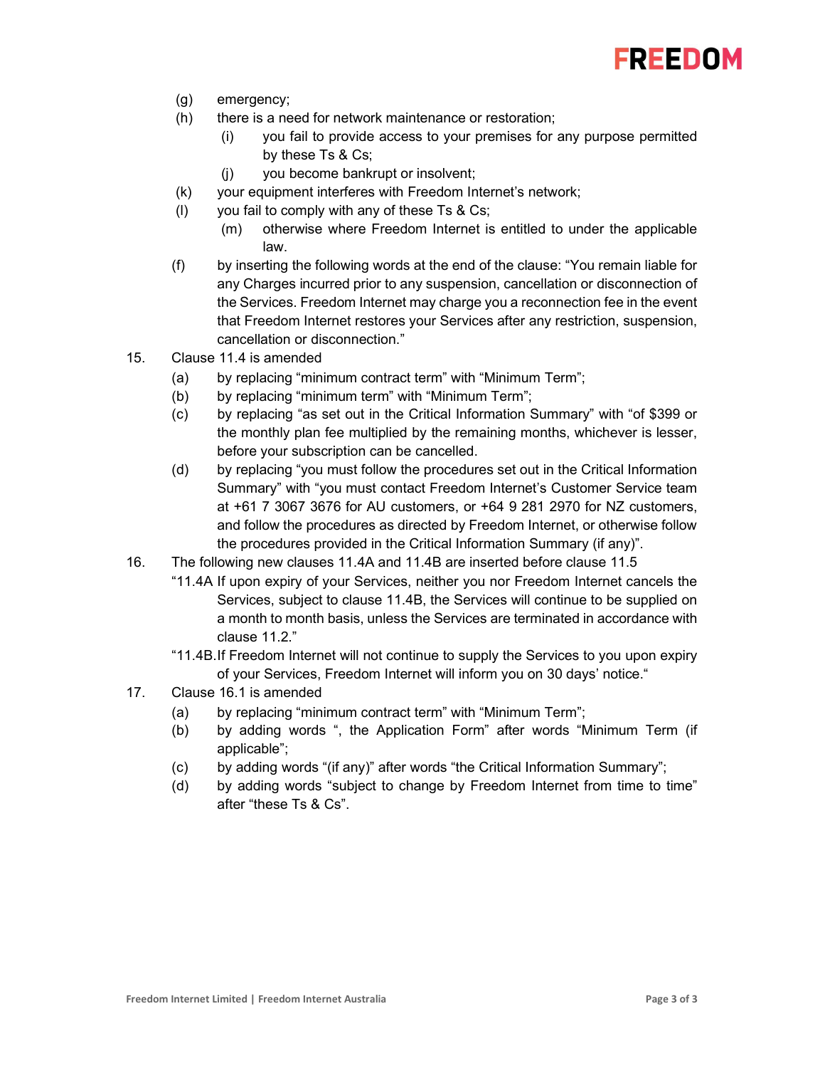(g) emergency;

(h) there is a need for network maintenance or restoration;

(i) you fail to provide access to your premises for any purpose permitted by these Ts & Cs;

(j) you become bankrupt or insolvent;

(k) your equipment interferes with Freedom Internet's network;

(l) you fail to comply with any of these Ts & Cs;

(m) otherwise where Freedom Internet is entitled to under the applicable law.

(f) by inserting the following words at the end of the clause: "You remain liable for any Charges incurred prior to any suspension, cancellation or disconnection of the Services. Freedom Internet may charge you a reconnection fee in the event that Freedom Internet restores your Services after any restriction, suspension, cancellation or disconnection."

15. Clause 11.4 is amended

(a) by replacing "minimum contract term" with "Minimum Term";

(b) by replacing "minimum term" with "Minimum Term";

(c) by replacing "as set out in the Critical Information Summary" with "of $399 or the monthly plan fee multiplied by the remaining months, whichever is lesser, before your subscription can be cancelled.

(d) by replacing "you must follow the procedures set out in the Critical Information Summary" with "you must contact Freedom Internet's Customer Service team at +61 7 3067 3676 for AU customers, or +64 9 281 2970 for NZ customers, and follow the procedures as directed by Freedom Internet, or otherwise follow the procedures provided in the Critical Information Summary (if any)".

16. The following new clauses 11.4A and 11.4B are inserted before clause 11.5

"11.4A If upon expiry of your Services, neither you nor Freedom Internet cancels the Services, subject to clause 11.4B, the Services will continue to be supplied on a month to month basis, unless the Services are terminated in accordance with clause 11.2."

"11.4B. If Freedom Internet will not continue to supply the Services to you upon expiry of your Services, Freedom Internet will inform you on 30 days' notice."

17. Clause 16.1 is amended

(a) by replacing "minimum contract term" with "Minimum Term";

(b) by adding words ", the Application Form" after words "Minimum Term (if applicable";

(c) by adding words "(if any)" after words "the Critical Information Summary";

(d) by adding words "subject to change by Freedom Internet from time to time" after "these Ts & Cs".